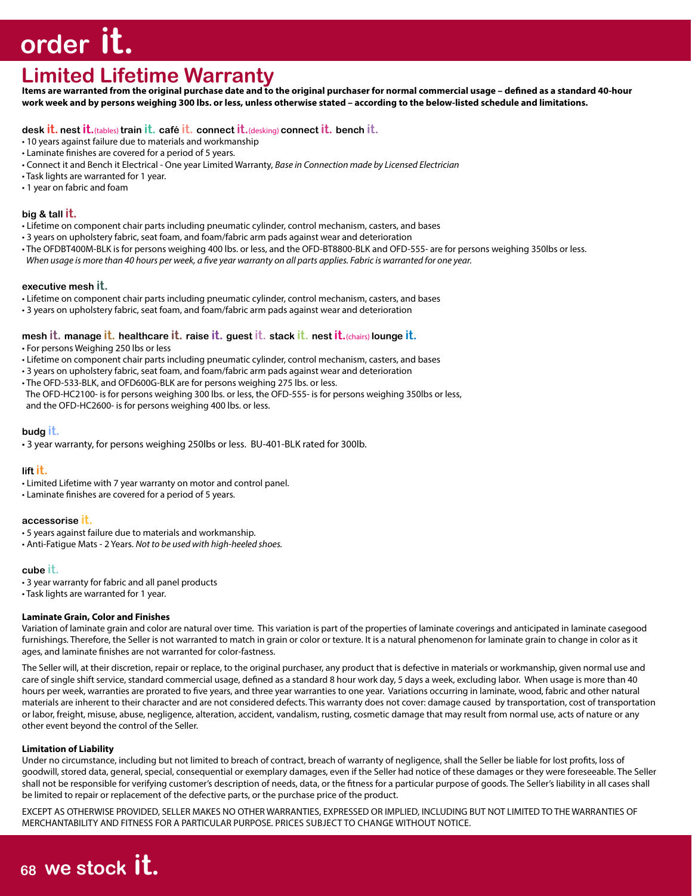# order it.

## Limited Lifetime Warranty

**Items are warranted from the original purchase date and to the original purchaser for normal commercial usage – defined as a standard 40-hour work week and by persons weighing 300 lbs. or less, unless otherwise stated – according to the below-listed schedule and limitations.**

### desk it. nest it.(tables) train it. café it. connect it.(desking) connect it. bench it.

- 10 years against failure due to materials and workmanship
- Laminate finishes are covered for a period of 5 years.
- Connect it and Bench it Electrical - One year Limited Warranty, *Base in Connection made by Licensed Electrician*
- Task lights are warranted for 1 year.
- 1 year on fabric and foam

### big & tall it.

- Lifetime on component chair parts including pneumatic cylinder, control mechanism, casters, and bases
- 3 years on upholstery fabric, seat foam, and foam/fabric arm pads against wear and deterioration
- The OFDBT400M-BLK is for persons weighing 400 lbs. or less, and the OFD-BT8800-BLK and OFD-555- are for persons weighing 350lbs or less.
  *When usage is more than 40 hours per week, a five year warranty on all parts applies. Fabric is warranted for one year.*

### executive mesh it.

- Lifetime on component chair parts including pneumatic cylinder, control mechanism, casters, and bases
- 3 years on upholstery fabric, seat foam, and foam/fabric arm pads against wear and deterioration

### mesh it. manage it. healthcare it. raise it. guest it. stack it. nest it.(chairs) lounge it.

- For persons Weighing 250 lbs or less
- Lifetime on component chair parts including pneumatic cylinder, control mechanism, casters, and bases
- 3 years on upholstery fabric, seat foam, and foam/fabric arm pads against wear and deterioration
- The OFD-533-BLK, and OFD600G-BLK are for persons weighing 275 lbs. or less.
  The OFD-HC2100- is for persons weighing 300 lbs. or less, the OFD-555- is for persons weighing 350lbs or less, and the OFD-HC2600- is for persons weighing 400 lbs. or less.

### budg it.

- 3 year warranty, for persons weighing 250lbs or less. BU-401-BLK rated for 300lb.

### lift it.

- Limited Lifetime with 7 year warranty on motor and control panel.
- Laminate finishes are covered for a period of 5 years.

### accessorise it.

- 5 years against failure due to materials and workmanship.
- Anti-Fatigue Mats - 2 Years. *Not to be used with high-heeled shoes.*

### cube it.

- 3 year warranty for fabric and all panel products
- Task lights are warranted for 1 year.

#### Laminate Grain, Color and Finishes

Variation of laminate grain and color are natural over time. This variation is part of the properties of laminate coverings and anticipated in laminate casegood furnishings. Therefore, the Seller is not warranted to match in grain or color or texture. It is a natural phenomenon for laminate grain to change in color as it ages, and laminate finishes are not warranted for color-fastness.

The Seller will, at their discretion, repair or replace, to the original purchaser, any product that is defective in materials or workmanship, given normal use and care of single shift service, standard commercial usage, defined as a standard 8 hour work day, 5 days a week, excluding labor. When usage is more than 40 hours per week, warranties are prorated to five years, and three year warranties to one year. Variations occurring in laminate, wood, fabric and other natural materials are inherent to their character and are not considered defects. This warranty does not cover: damage caused by transportation, cost of transportation or labor, freight, misuse, abuse, negligence, alteration, accident, vandalism, rusting, cosmetic damage that may result from normal use, acts of nature or any other event beyond the control of the Seller.

#### Limitation of Liability

Under no circumstance, including but not limited to breach of contract, breach of warranty of negligence, shall the Seller be liable for lost profits, loss of goodwill, stored data, general, special, consequential or exemplary damages, even if the Seller had notice of these damages or they were foreseeable. The Seller shall not be responsible for verifying customer's description of needs, data, or the fitness for a particular purpose of goods. The Seller's liability in all cases shall be limited to repair or replacement of the defective parts, or the purchase price of the product.

EXCEPT AS OTHERWISE PROVIDED, SELLER MAKES NO OTHER WARRANTIES, EXPRESSED OR IMPLIED, INCLUDING BUT NOT LIMITED TO THE WARRANTIES OF MERCHANTABILITY AND FITNESS FOR A PARTICULAR PURPOSE. PRICES SUBJECT TO CHANGE WITHOUT NOTICE.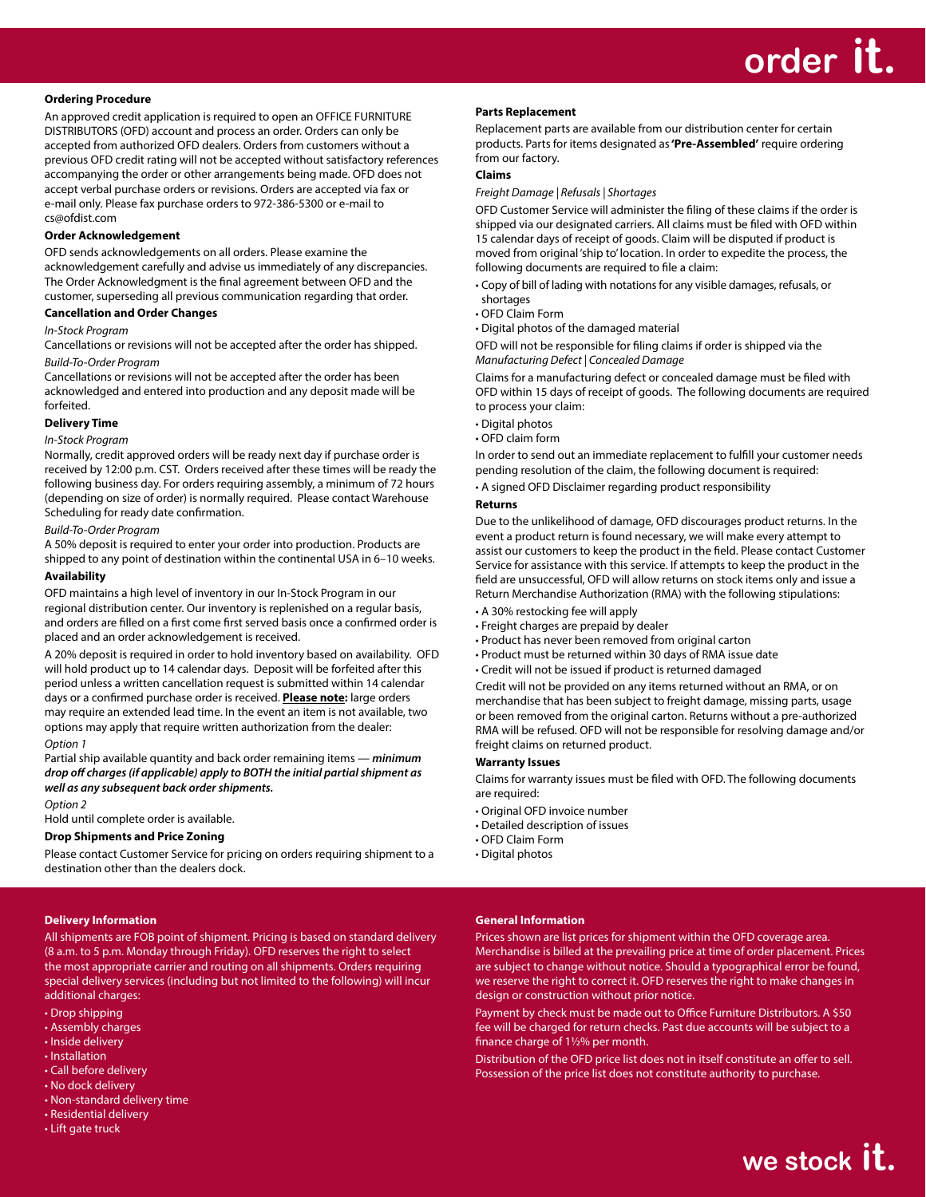# order it.

## Ordering Procedure

An approved credit application is required to open an OFFICE FURNITURE DISTRIBUTORS (OFD) account and process an order. Orders can only be accepted from authorized OFD dealers. Orders from customers without a previous OFD credit rating will not be accepted without satisfactory references accompanying the order or other arrangements being made. OFD does not accept verbal purchase orders or revisions. Orders are accepted via fax or e-mail only. Please fax purchase orders to 972-386-5300 or e-mail to cs@ofdist.com

## Order Acknowledgement

OFD sends acknowledgements on all orders. Please examine the acknowledgement carefully and advise us immediately of any discrepancies. The Order Acknowledgment is the final agreement between OFD and the customer, superseding all previous communication regarding that order.

## Cancellation and Order Changes

*In-Stock Program*

Cancellations or revisions will not be accepted after the order has shipped.

*Build-To-Order Program*

Cancellations or revisions will not be accepted after the order has been acknowledged and entered into production and any deposit made will be forfeited.

## Delivery Time

*In-Stock Program*

Normally, credit approved orders will be ready next day if purchase order is received by 12:00 p.m. CST. Orders received after these times will be ready the following business day. For orders requiring assembly, a minimum of 72 hours (depending on size of order) is normally required. Please contact Warehouse Scheduling for ready date confirmation.

*Build-To-Order Program*

A 50% deposit is required to enter your order into production. Products are shipped to any point of destination within the continental USA in 6–10 weeks.

## Availability

OFD maintains a high level of inventory in our In-Stock Program in our regional distribution center. Our inventory is replenished on a regular basis, and orders are filled on a first come first served basis once a confirmed order is placed and an order acknowledgement is received.

A 20% deposit is required in order to hold inventory based on availability. OFD will hold product up to 14 calendar days. Deposit will be forfeited after this period unless a written cancellation request is submitted within 14 calendar days or a confirmed purchase order is received. **Please note:** large orders may require an extended lead time. In the event an item is not available, two options may apply that require written authorization from the dealer:

*Option 1*

Partial ship available quantity and back order remaining items — ***minimum drop off charges (if applicable) apply to BOTH the initial partial shipment as well as any subsequent back order shipments.***

*Option 2*

Hold until complete order is available.

## Drop Shipments and Price Zoning

Please contact Customer Service for pricing on orders requiring shipment to a destination other than the dealers dock.

## Parts Replacement

Replacement parts are available from our distribution center for certain products. Parts for items designated as **'Pre-Assembled'** require ordering from our factory.

## Claims

*Freight Damage | Refusals | Shortages*

OFD Customer Service will administer the filing of these claims if the order is shipped via our designated carriers. All claims must be filed with OFD within 15 calendar days of receipt of goods. Claim will be disputed if product is moved from original 'ship to' location. In order to expedite the process, the following documents are required to file a claim:

- Copy of bill of lading with notations for any visible damages, refusals, or shortages
- OFD Claim Form
- Digital photos of the damaged material

OFD will not be responsible for filing claims if order is shipped via the

*Manufacturing Defect | Concealed Damage*

Claims for a manufacturing defect or concealed damage must be filed with OFD within 15 days of receipt of goods. The following documents are required to process your claim:

- Digital photos
- OFD claim form

In order to send out an immediate replacement to fulfill your customer needs pending resolution of the claim, the following document is required:

- A signed OFD Disclaimer regarding product responsibility

## Returns

Due to the unlikelihood of damage, OFD discourages product returns. In the event a product return is found necessary, we will make every attempt to assist our customers to keep the product in the field. Please contact Customer Service for assistance with this service. If attempts to keep the product in the field are unsuccessful, OFD will allow returns on stock items only and issue a Return Merchandise Authorization (RMA) with the following stipulations:

- A 30% restocking fee will apply
- Freight charges are prepaid by dealer
- Product has never been removed from original carton
- Product must be returned within 30 days of RMA issue date
- Credit will not be issued if product is returned damaged

Credit will not be provided on any items returned without an RMA, or on merchandise that has been subject to freight damage, missing parts, usage or been removed from the original carton. Returns without a pre-authorized RMA will be refused. OFD will not be responsible for resolving damage and/or freight claims on returned product.

## Warranty Issues

Claims for warranty issues must be filed with OFD. The following documents are required:

- Original OFD invoice number
- Detailed description of issues
- OFD Claim Form
- Digital photos

## Delivery Information

All shipments are FOB point of shipment. Pricing is based on standard delivery (8 a.m. to 5 p.m. Monday through Friday). OFD reserves the right to select the most appropriate carrier and routing on all shipments. Orders requiring special delivery services (including but not limited to the following) will incur additional charges:

- Drop shipping
- Assembly charges
- Inside delivery
- Installation
- Call before delivery
- No dock delivery
- Non-standard delivery time
- Residential delivery
- Lift gate truck

## General Information

Prices shown are list prices for shipment within the OFD coverage area. Merchandise is billed at the prevailing price at time of order placement. Prices are subject to change without notice. Should a typographical error be found, we reserve the right to correct it. OFD reserves the right to make changes in design or construction without prior notice.

Payment by check must be made out to Office Furniture Distributors. A $50 fee will be charged for return checks. Past due accounts will be subject to a finance charge of 1½% per month.

Distribution of the OFD price list does not in itself constitute an offer to sell. Possession of the price list does not constitute authority to purchase.

we stock it.